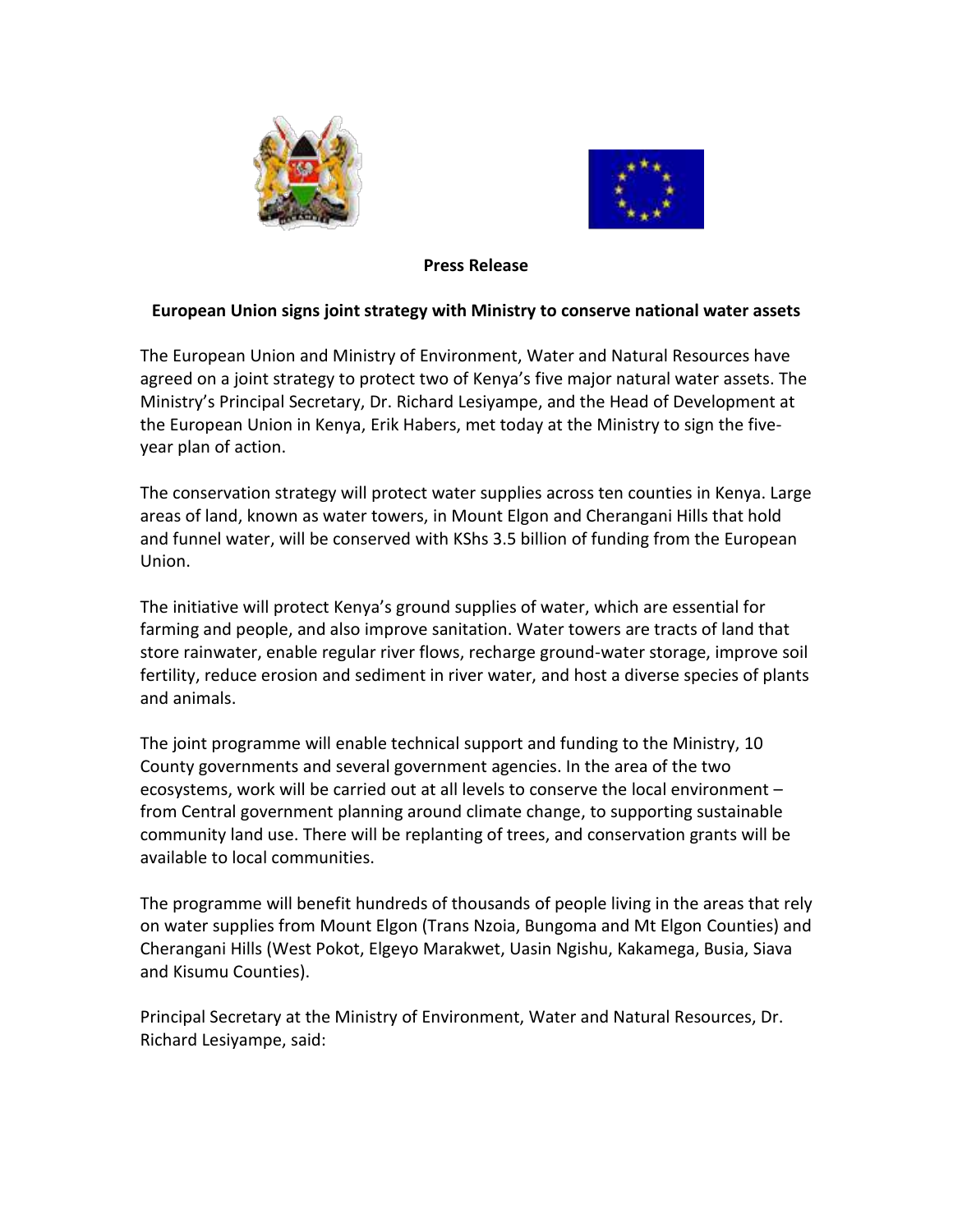**Press Release**

**European Union signs joint strategy with Ministry to conserve national water assets**

The European Union and Ministry of Environment, Water and Natural Resources have agreed on a joint strategy to protect two of Kenya's five major natural water assets. The Ministry's Principal Secretary, Dr. Richard Lesiyampe, and the Head of Development at the European Union in Kenya, Erik Habers, met today at the Ministry to sign the five-year plan of action.

The conservation strategy will protect water supplies across ten counties in Kenya. Large areas of land, known as water towers, in Mount Elgon and Cherangani Hills that hold and funnel water, will be conserved with KShs 3.5 billion of funding from the European Union.

The initiative will protect Kenya's ground supplies of water, which are essential for farming and people, and also improve sanitation. Water towers are tracts of land that store rainwater, enable regular river flows, recharge ground-water storage, improve soil fertility, reduce erosion and sediment in river water, and host a diverse species of plants and animals.

The joint programme will enable technical support and funding to the Ministry, 10 County governments and several government agencies. In the area of the two ecosystems, work will be carried out at all levels to conserve the local environment – from Central government planning around climate change, to supporting sustainable community land use. There will be replanting of trees, and conservation grants will be available to local communities.

The programme will benefit hundreds of thousands of people living in the areas that rely on water supplies from Mount Elgon (Trans Nzoia, Bungoma and Mt Elgon Counties) and Cherangani Hills (West Pokot, Elgeyo Marakwet, Uasin Ngishu, Kakamega, Busia, Siava and Kisumu Counties).

Principal Secretary at the Ministry of Environment, Water and Natural Resources, Dr. Richard Lesiyampe, said: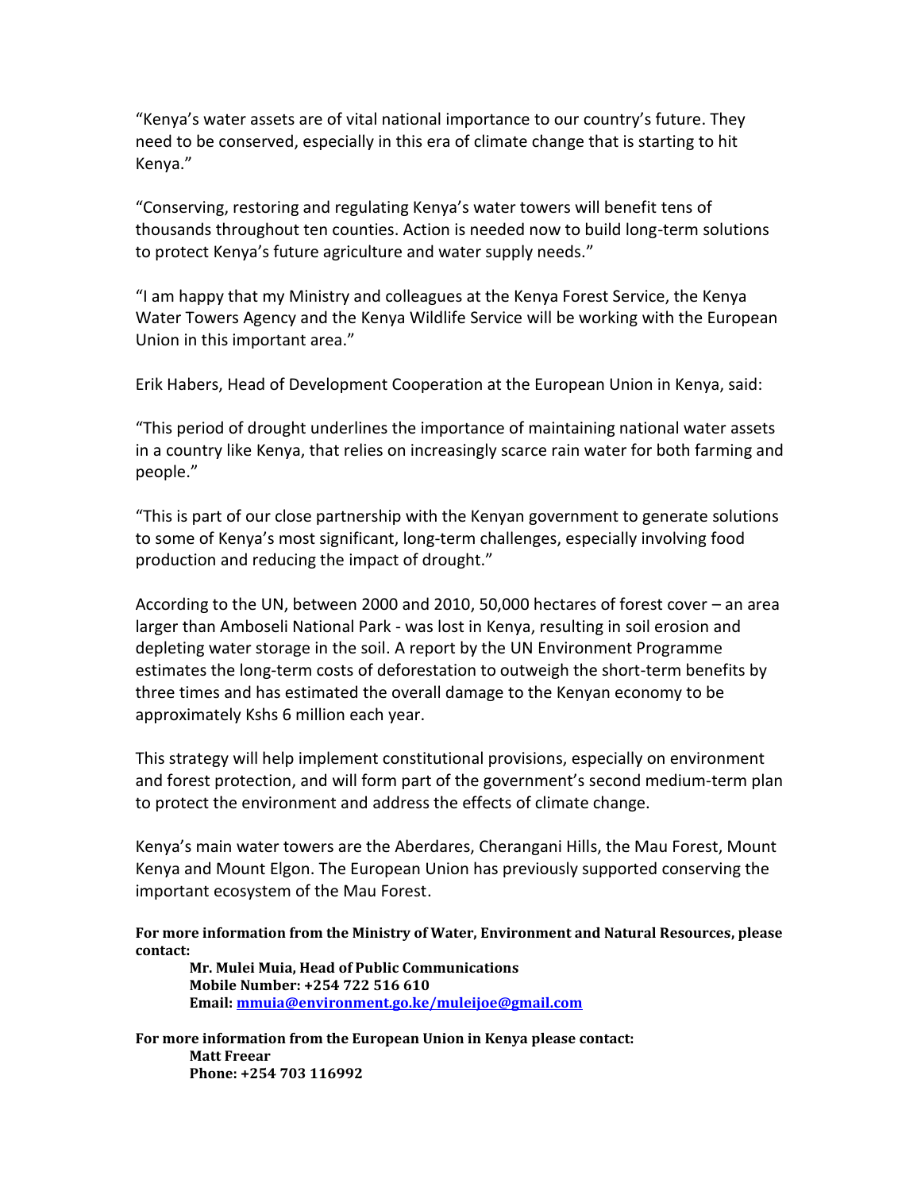"Kenya's water assets are of vital national importance to our country's future. They need to be conserved, especially in this era of climate change that is starting to hit Kenya."

"Conserving, restoring and regulating Kenya's water towers will benefit tens of thousands throughout ten counties. Action is needed now to build long-term solutions to protect Kenya's future agriculture and water supply needs."

"I am happy that my Ministry and colleagues at the Kenya Forest Service, the Kenya Water Towers Agency and the Kenya Wildlife Service will be working with the European Union in this important area."

Erik Habers, Head of Development Cooperation at the European Union in Kenya, said:

"This period of drought underlines the importance of maintaining national water assets in a country like Kenya, that relies on increasingly scarce rain water for both farming and people."

"This is part of our close partnership with the Kenyan government to generate solutions to some of Kenya's most significant, long-term challenges, especially involving food production and reducing the impact of drought."

According to the UN, between 2000 and 2010, 50,000 hectares of forest cover – an area larger than Amboseli National Park - was lost in Kenya, resulting in soil erosion and depleting water storage in the soil. A report by the UN Environment Programme estimates the long-term costs of deforestation to outweigh the short-term benefits by three times and has estimated the overall damage to the Kenyan economy to be approximately Kshs 6 million each year.

This strategy will help implement constitutional provisions, especially on environment and forest protection, and will form part of the government's second medium-term plan to protect the environment and address the effects of climate change.

Kenya's main water towers are the Aberdares, Cherangani Hills, the Mau Forest, Mount Kenya and Mount Elgon. The European Union has previously supported conserving the important ecosystem of the Mau Forest.

**For more information from the Ministry of Water, Environment and Natural Resources, please contact:**

**Mr. Mulei Muia, Head of Public Communications**
**Mobile Number: +254 722 516 610**
**Email: mmuia@environment.go.ke/muleijoe@gmail.com**

**For more information from the European Union in Kenya please contact:**

**Matt Freear**
**Phone: +254 703 116992**